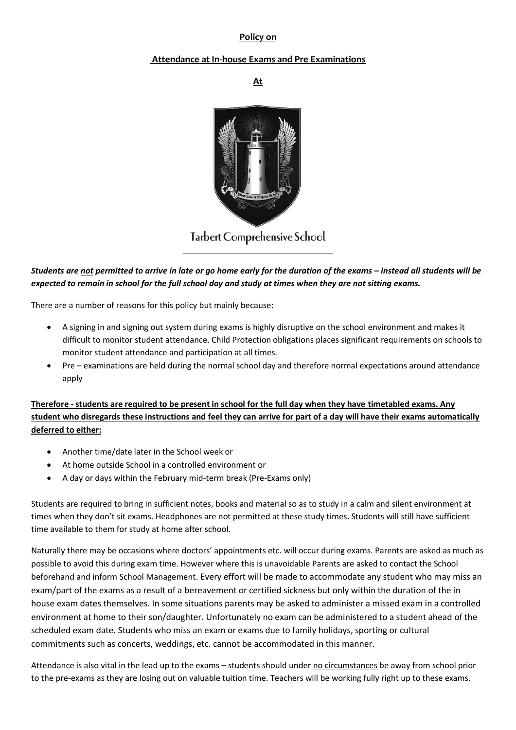**Policy on**

**Attendance at In-house Exams and Pre Examinations**

**At**

Tarbert Comprehensive School

***Students are not permitted to arrive in late or go home early for the duration of the exams – instead all students will be expected to remain in school for the full school day and study at times when they are not sitting exams.***

There are a number of reasons for this policy but mainly because:

- A signing in and signing out system during exams is highly disruptive on the school environment and makes it difficult to monitor student attendance. Child Protection obligations places significant requirements on schools to monitor student attendance and participation at all times.
- Pre – examinations are held during the normal school day and therefore normal expectations around attendance apply

**Therefore - students are required to be present in school for the full day when they have timetabled exams. Any student who disregards these instructions and feel they can arrive for part of a day will have their exams automatically deferred to either:**

- Another time/date later in the School week or
- At home outside School in a controlled environment or
- A day or days within the February mid-term break (Pre-Exams only)

Students are required to bring in sufficient notes, books and material so as to study in a calm and silent environment at times when they don't sit exams. Headphones are not permitted at these study times. Students will still have sufficient time available to them for study at home after school.

Naturally there may be occasions where doctors' appointments etc. will occur during exams. Parents are asked as much as possible to avoid this during exam time. However where this is unavoidable Parents are asked to contact the School beforehand and inform School Management. Every effort will be made to accommodate any student who may miss an exam/part of the exams as a result of a bereavement or certified sickness but only within the duration of the in house exam dates themselves. In some situations parents may be asked to administer a missed exam in a controlled environment at home to their son/daughter. Unfortunately no exam can be administered to a student ahead of the scheduled exam date. Students who miss an exam or exams due to family holidays, sporting or cultural commitments such as concerts, weddings, etc. cannot be accommodated in this manner.

Attendance is also vital in the lead up to the exams – students should under no circumstances be away from school prior to the pre-exams as they are losing out on valuable tuition time. Teachers will be working fully right up to these exams.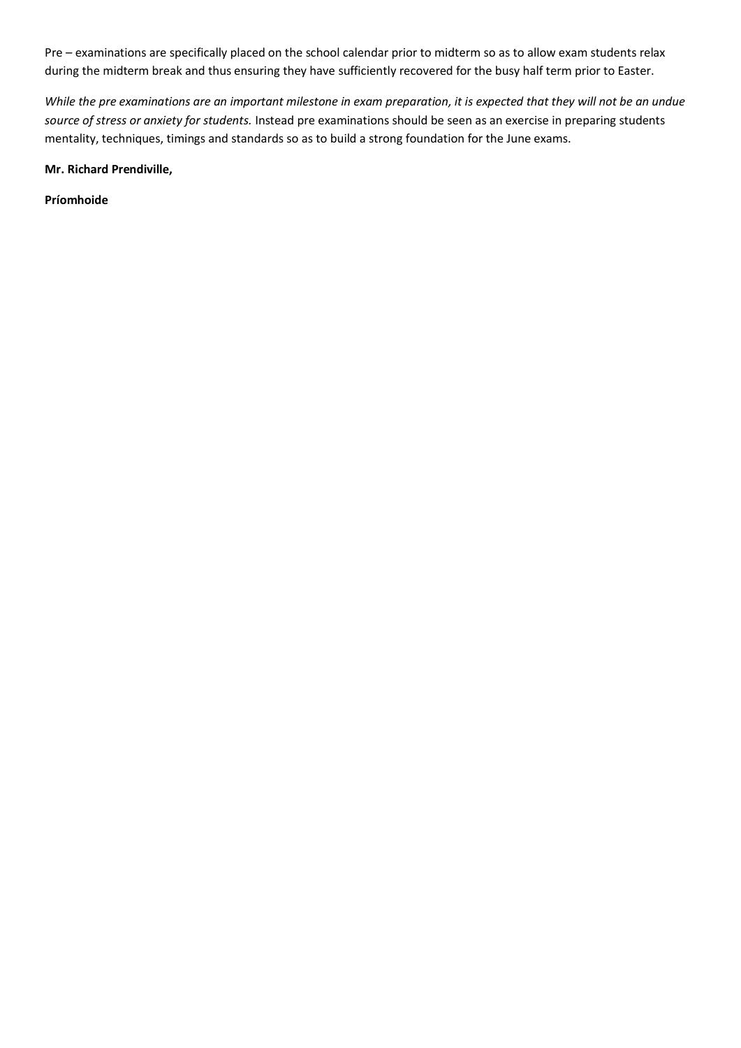Pre – examinations are specifically placed on the school calendar prior to midterm so as to allow exam students relax during the midterm break and thus ensuring they have sufficiently recovered for the busy half term prior to Easter.

*While the pre examinations are an important milestone in exam preparation, it is expected that they will not be an undue source of stress or anxiety for students.* Instead pre examinations should be seen as an exercise in preparing students mentality, techniques, timings and standards so as to build a strong foundation for the June exams.

**Mr. Richard Prendiville,**

**Príomhoide**